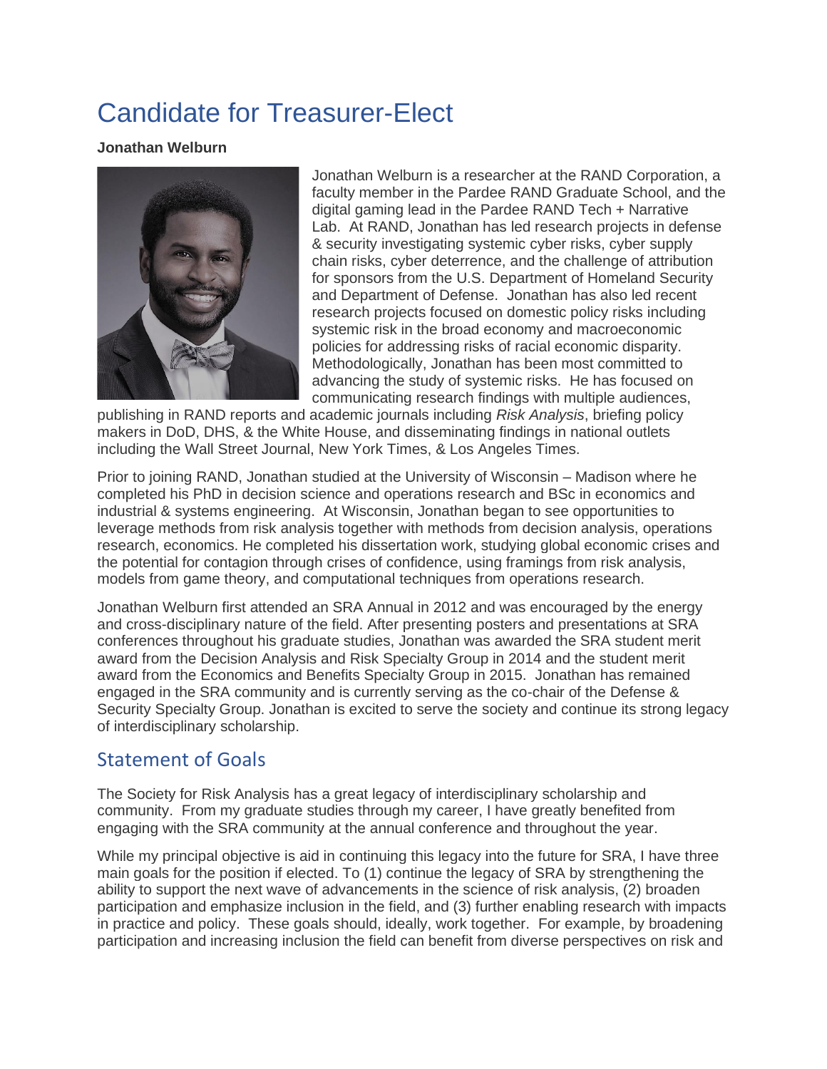# Candidate for Treasurer-Elect

**Jonathan Welburn**

Jonathan Welburn is a researcher at the RAND Corporation, a faculty member in the Pardee RAND Graduate School, and the digital gaming lead in the Pardee RAND Tech + Narrative Lab. At RAND, Jonathan has led research projects in defense & security investigating systemic cyber risks, cyber supply chain risks, cyber deterrence, and the challenge of attribution for sponsors from the U.S. Department of Homeland Security and Department of Defense. Jonathan has also led recent research projects focused on domestic policy risks including systemic risk in the broad economy and macroeconomic policies for addressing risks of racial economic disparity. Methodologically, Jonathan has been most committed to advancing the study of systemic risks. He has focused on communicating research findings with multiple audiences, publishing in RAND reports and academic journals including *Risk Analysis*, briefing policy makers in DoD, DHS, & the White House, and disseminating findings in national outlets including the Wall Street Journal, New York Times, & Los Angeles Times.

Prior to joining RAND, Jonathan studied at the University of Wisconsin – Madison where he completed his PhD in decision science and operations research and BSc in economics and industrial & systems engineering. At Wisconsin, Jonathan began to see opportunities to leverage methods from risk analysis together with methods from decision analysis, operations research, economics. He completed his dissertation work, studying global economic crises and the potential for contagion through crises of confidence, using framings from risk analysis, models from game theory, and computational techniques from operations research.

Jonathan Welburn first attended an SRA Annual in 2012 and was encouraged by the energy and cross-disciplinary nature of the field. After presenting posters and presentations at SRA conferences throughout his graduate studies, Jonathan was awarded the SRA student merit award from the Decision Analysis and Risk Specialty Group in 2014 and the student merit award from the Economics and Benefits Specialty Group in 2015. Jonathan has remained engaged in the SRA community and is currently serving as the co-chair of the Defense & Security Specialty Group. Jonathan is excited to serve the society and continue its strong legacy of interdisciplinary scholarship.

## Statement of Goals

The Society for Risk Analysis has a great legacy of interdisciplinary scholarship and community. From my graduate studies through my career, I have greatly benefited from engaging with the SRA community at the annual conference and throughout the year.

While my principal objective is aid in continuing this legacy into the future for SRA, I have three main goals for the position if elected. To (1) continue the legacy of SRA by strengthening the ability to support the next wave of advancements in the science of risk analysis, (2) broaden participation and emphasize inclusion in the field, and (3) further enabling research with impacts in practice and policy. These goals should, ideally, work together. For example, by broadening participation and increasing inclusion the field can benefit from diverse perspectives on risk and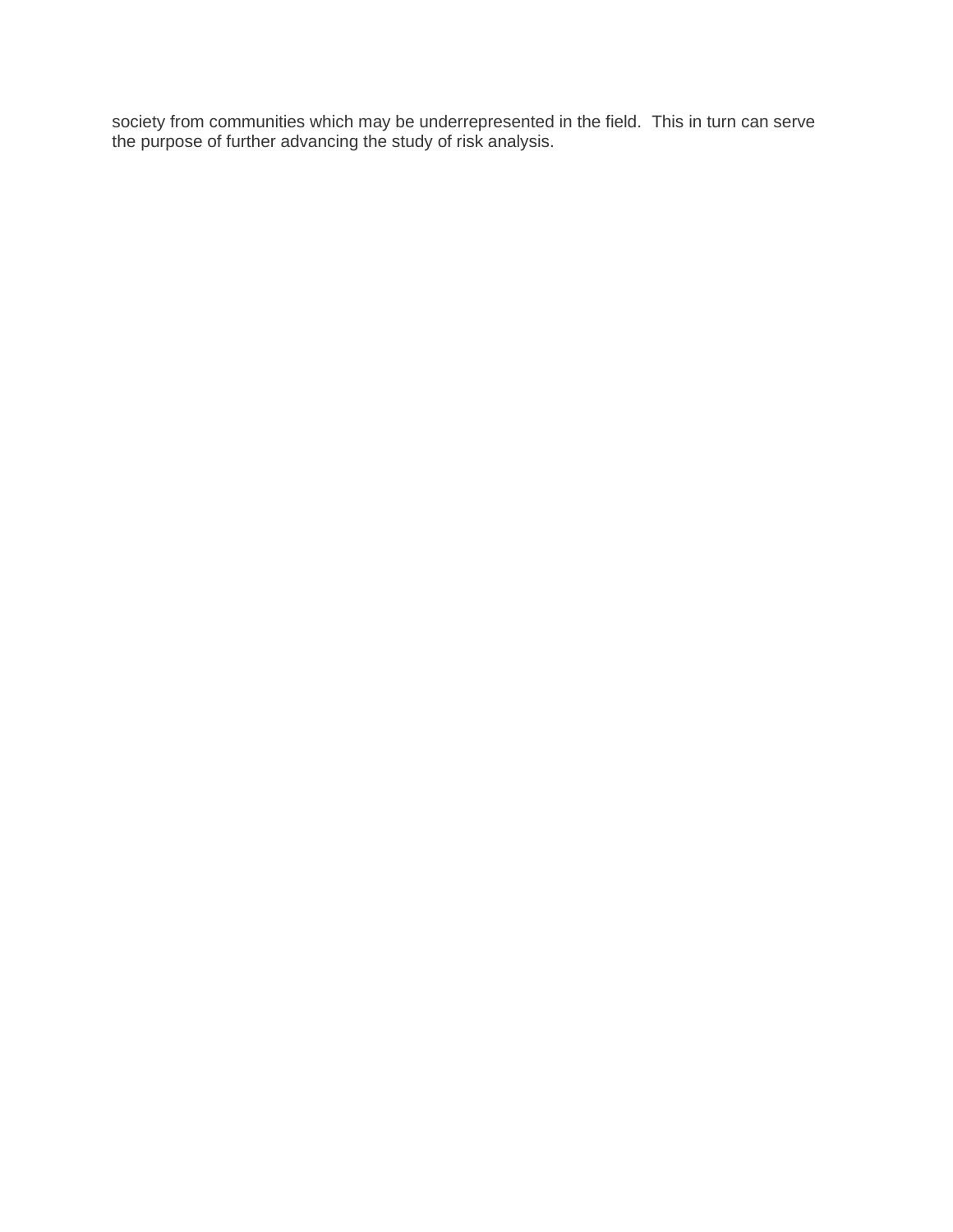society from communities which may be underrepresented in the field. This in turn can serve the purpose of further advancing the study of risk analysis.